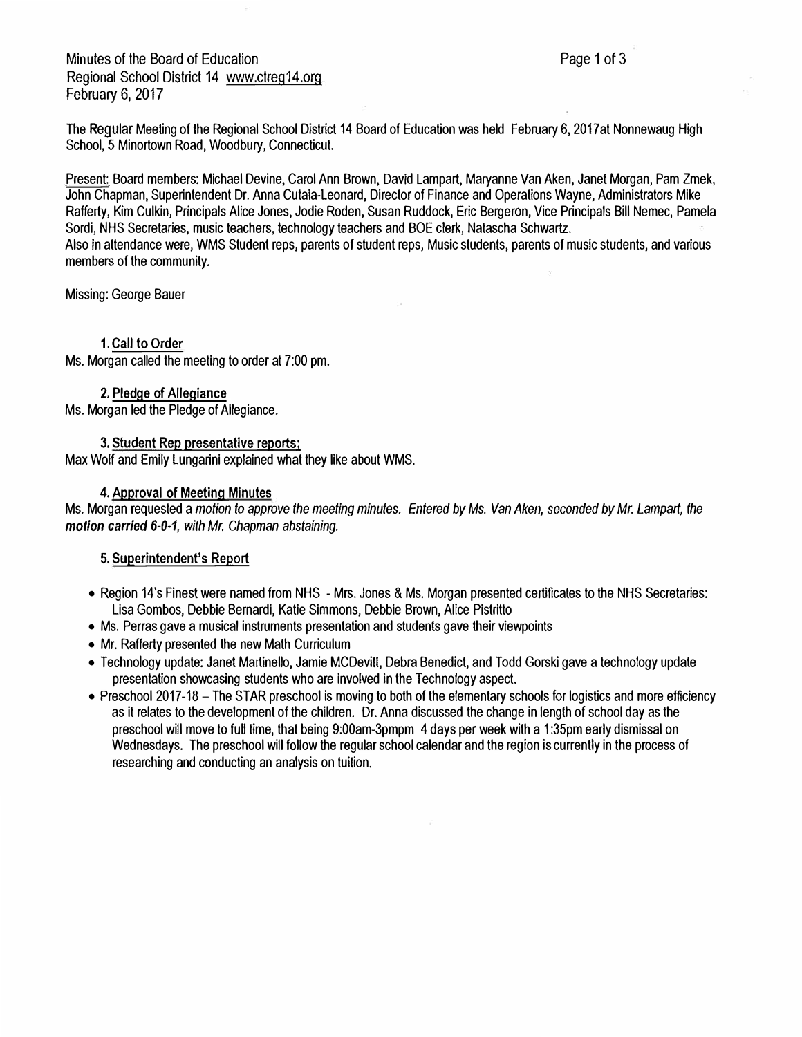Minutes of the Board of Education
Regional School District 14 www.ctreg14.org
February 6, 2017

The Regular Meeting of the Regional School District 14 Board of Education was held February 6, 2017at Nonnewaug High School, 5 Minortown Road, Woodbury, Connecticut.

Present: Board members: Michael Devine, Carol Ann Brown, David Lampart, Maryanne Van Aken, Janet Morgan, Pam Zmek, John Chapman, Superintendent Dr. Anna Cutaia-Leonard, Director of Finance and Operations Wayne, Administrators Mike Rafferty, Kim Culkin, Principals Alice Jones, Jodie Roden, Susan Ruddock, Eric Bergeron, Vice Principals Bill Nemec, Pamela Sordi, NHS Secretaries, music teachers, technology teachers and BOE clerk, Natascha Schwartz.
Also in attendance were, WMS Student reps, parents of student reps, Music students, parents of music students, and various members of the community.

Missing: George Bauer

**1. Call to Order**
Ms. Morgan called the meeting to order at 7:00 pm.

**2. Pledge of Allegiance**
Ms. Morgan led the Pledge of Allegiance.

**3. Student Rep presentative reports;**
Max Wolf and Emily Lungarini explained what they like about WMS.

**4. Approval of Meeting Minutes**
Ms. Morgan requested a *motion to approve the meeting minutes. Entered by Ms. Van Aken, seconded by Mr. Lampart, the* ***motion carried 6-0-1****, with Mr. Chapman abstaining.*

**5. Superintendent's Report**

- Region 14's Finest were named from NHS - Mrs. Jones & Ms. Morgan presented certificates to the NHS Secretaries: Lisa Gombos, Debbie Bernardi, Katie Simmons, Debbie Brown, Alice Pistritto
- Ms. Perras gave a musical instruments presentation and students gave their viewpoints
- Mr. Rafferty presented the new Math Curriculum
- Technology update: Janet Martinello, Jamie MCDevitt, Debra Benedict, and Todd Gorski gave a technology update presentation showcasing students who are involved in the Technology aspect.
- Preschool 2017-18 – The STAR preschool is moving to both of the elementary schools for logistics and more efficiency as it relates to the development of the children. Dr. Anna discussed the change in length of school day as the preschool will move to full time, that being 9:00am-3pmpm 4 days per week with a 1:35pm early dismissal on Wednesdays. The preschool will follow the regular school calendar and the region is currently in the process of researching and conducting an analysis on tuition.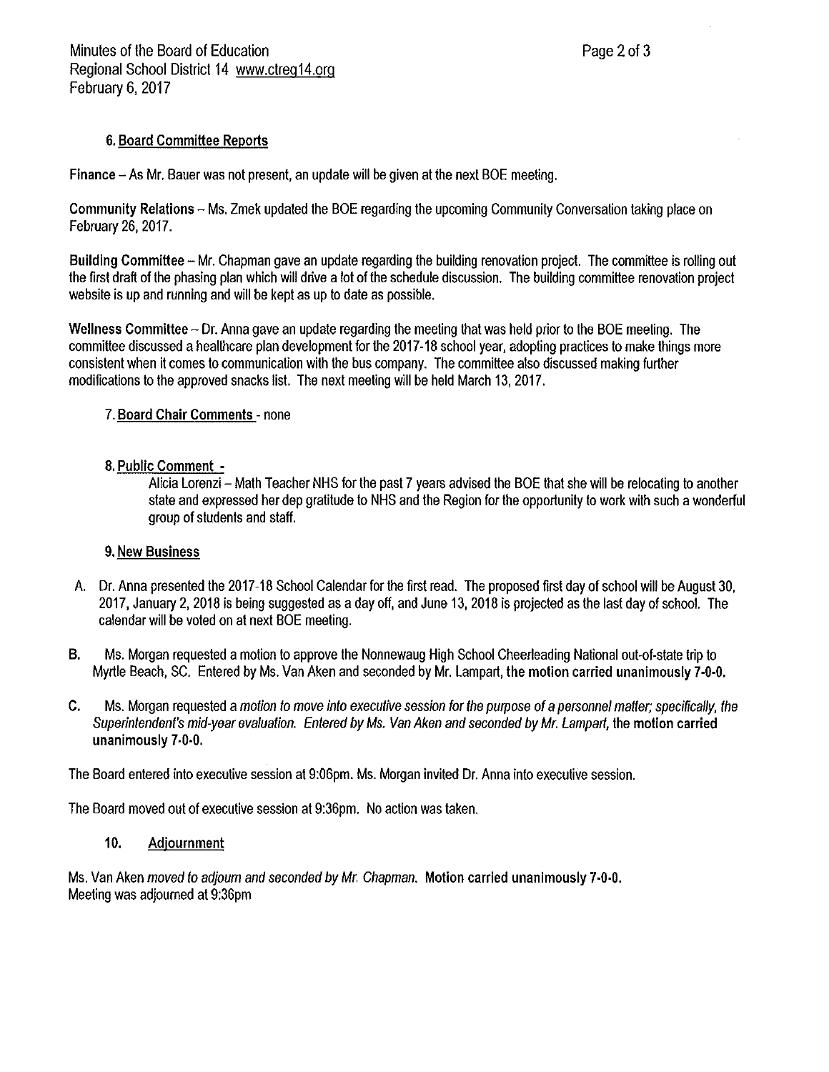### 6. Board Committee Reports

**Finance** – As Mr. Bauer was not present, an update will be given at the next BOE meeting.

**Community Relations** – Ms. Zmek updated the BOE regarding the upcoming Community Conversation taking place on February 26, 2017.

**Building Committee** – Mr. Chapman gave an update regarding the building renovation project. The committee is rolling out the first draft of the phasing plan which will drive a lot of the schedule discussion. The building committee renovation project website is up and running and will be kept as up to date as possible.

**Wellness Committee** – Dr. Anna gave an update regarding the meeting that was held prior to the BOE meeting. The committee discussed a healthcare plan development for the 2017-18 school year, adopting practices to make things more consistent when it comes to communication with the bus company. The committee also discussed making further modifications to the approved snacks list. The next meeting will be held March 13, 2017.

### 7. Board Chair Comments - none

### 8. Public Comment -

Alicia Lorenzi – Math Teacher NHS for the past 7 years advised the BOE that she will be relocating to another state and expressed her dep gratitude to NHS and the Region for the opportunity to work with such a wonderful group of students and staff.

### 9. New Business

A. Dr. Anna presented the 2017-18 School Calendar for the first read. The proposed first day of school will be August 30, 2017, January 2, 2018 is being suggested as a day off, and June 13, 2018 is projected as the last day of school. The calendar will be voted on at next BOE meeting.

B. Ms. Morgan requested a motion to approve the Nonnewaug High School Cheerleading National out-of-state trip to Myrtle Beach, SC. Entered by Ms. Van Aken and seconded by Mr. Lampart, **the motion carried unanimously 7-0-0.**

C. Ms. Morgan requested a *motion to move into executive session for the purpose of a personnel matter; specifically, the Superintendent's mid-year evaluation. Entered by Ms. Van Aken and seconded by Mr. Lampart,* **the motion carried unanimously 7-0-0.**

The Board entered into executive session at 9:06pm. Ms. Morgan invited Dr. Anna into executive session.

The Board moved out of executive session at 9:36pm. No action was taken.

### 10. Adjournment

Ms. Van Aken *moved to adjourn and seconded by Mr. Chapman.* **Motion carried unanimously 7-0-0.**
Meeting was adjourned at 9:36pm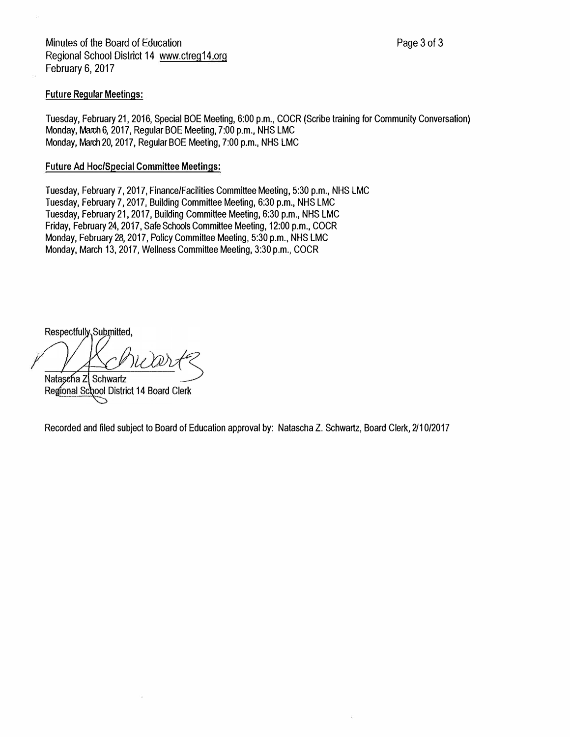**Future Regular Meetings:**

Tuesday, February 21, 2016, Special BOE Meeting, 6:00 p.m., COCR (Scribe training for Community Conversation)
Monday, March 6, 2017, Regular BOE Meeting, 7:00 p.m., NHS LMC
Monday, March 20, 2017, Regular BOE Meeting, 7:00 p.m., NHS LMC

**Future Ad Hoc/Special Committee Meetings:**

Tuesday, February 7, 2017, Finance/Facilities Committee Meeting, 5:30 p.m., NHS LMC
Tuesday, February 7, 2017, Building Committee Meeting, 6:30 p.m., NHS LMC
Tuesday, February 21, 2017, Building Committee Meeting, 6:30 p.m., NHS LMC
Friday, February 24, 2017, Safe Schools Committee Meeting, 12:00 p.m., COCR
Monday, February 28, 2017, Policy Committee Meeting, 5:30 p.m., NHS LMC
Monday, March 13, 2017, Wellness Committee Meeting, 3:30 p.m., COCR

Respectfully Submitted,

Natascha Z. Schwartz
Regional School District 14 Board Clerk

Recorded and filed subject to Board of Education approval by: Natascha Z. Schwartz, Board Clerk, 2/10/2017